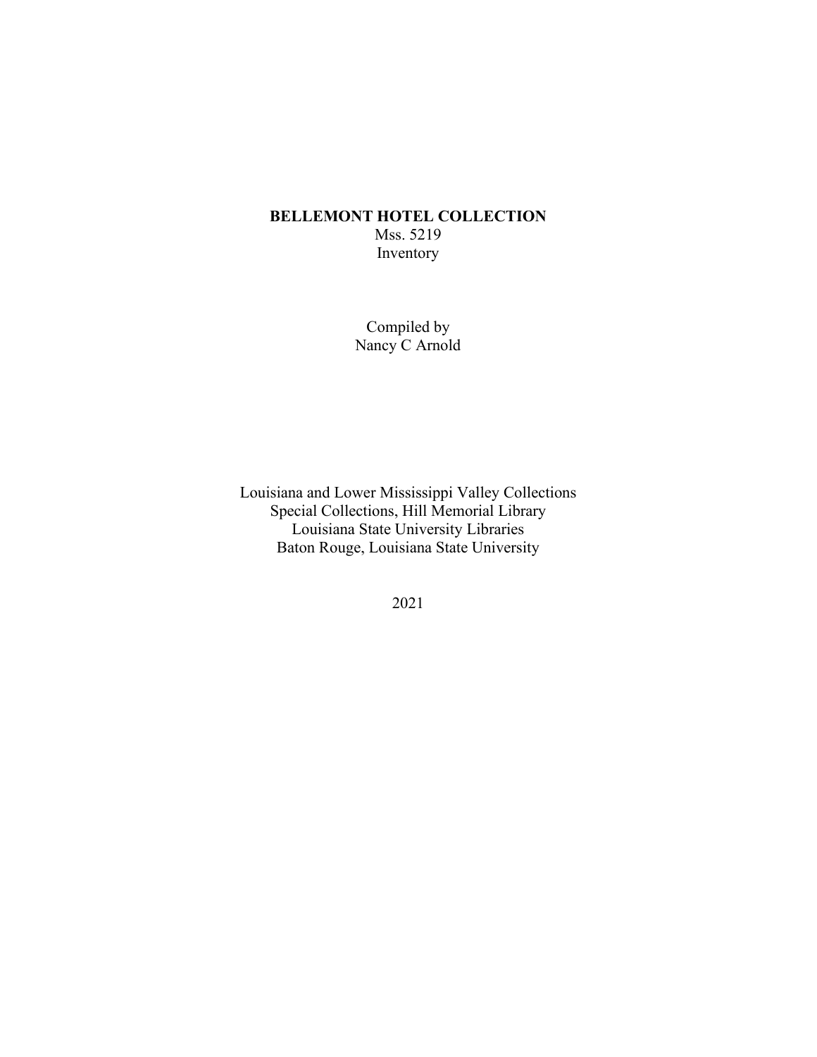# BELLEMONT HOTEL COLLECTION

Mss. 5219

Inventory

Compiled by

Nancy C Arnold

Louisiana and Lower Mississippi Valley Collections

Special Collections, Hill Memorial Library

Louisiana State University Libraries

Baton Rouge, Louisiana State University

2021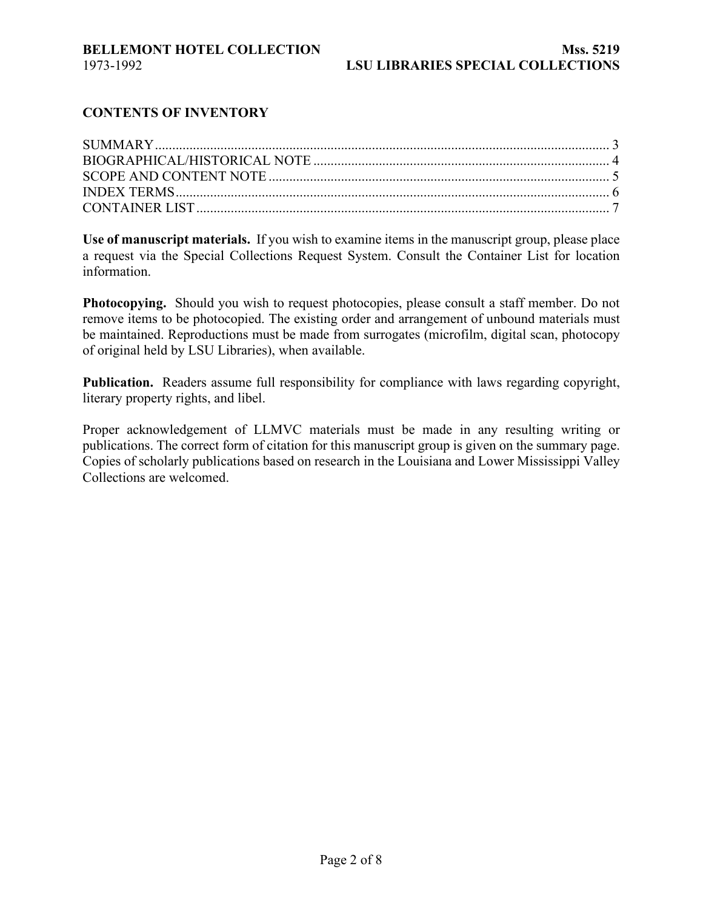## CONTENTS OF INVENTORY

SUMMARY .................................................................................................................... 3
BIOGRAPHICAL/HISTORICAL NOTE ..................................................................................... 4
SCOPE AND CONTENT NOTE .................................................................................................. 5
INDEX TERMS ............................................................................................................. 6
CONTAINER LIST ........................................................................................................ 7

**Use of manuscript materials.** If you wish to examine items in the manuscript group, please place a request via the Special Collections Request System. Consult the Container List for location information.

**Photocopying.** Should you wish to request photocopies, please consult a staff member. Do not remove items to be photocopied. The existing order and arrangement of unbound materials must be maintained. Reproductions must be made from surrogates (microfilm, digital scan, photocopy of original held by LSU Libraries), when available.

**Publication.** Readers assume full responsibility for compliance with laws regarding copyright, literary property rights, and libel.

Proper acknowledgement of LLMVC materials must be made in any resulting writing or publications. The correct form of citation for this manuscript group is given on the summary page. Copies of scholarly publications based on research in the Louisiana and Lower Mississippi Valley Collections are welcomed.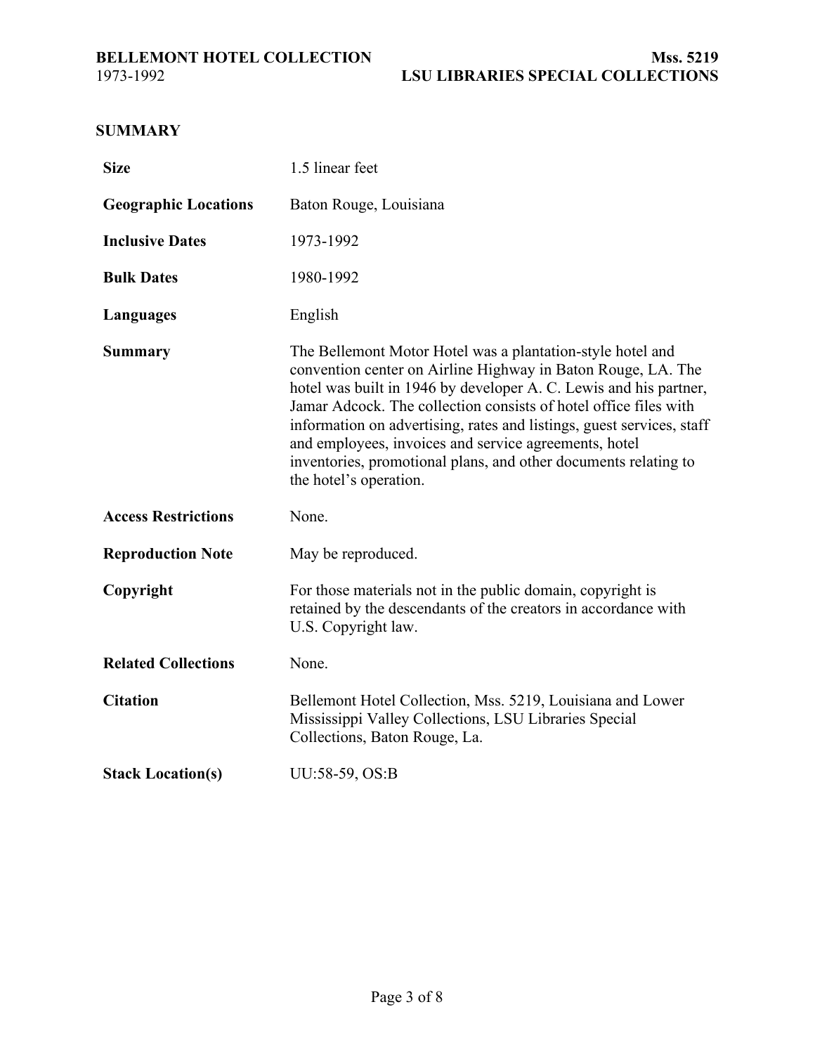## SUMMARY

| | |
|---|---|
| **Size** | 1.5 linear feet |
| **Geographic Locations** | Baton Rouge, Louisiana |
| **Inclusive Dates** | 1973-1992 |
| **Bulk Dates** | 1980-1992 |
| **Languages** | English |
| **Summary** | The Bellemont Motor Hotel was a plantation-style hotel and convention center on Airline Highway in Baton Rouge, LA. The hotel was built in 1946 by developer A. C. Lewis and his partner, Jamar Adcock. The collection consists of hotel office files with information on advertising, rates and listings, guest services, staff and employees, invoices and service agreements, hotel inventories, promotional plans, and other documents relating to the hotel's operation. |
| **Access Restrictions** | None. |
| **Reproduction Note** | May be reproduced. |
| **Copyright** | For those materials not in the public domain, copyright is retained by the descendants of the creators in accordance with U.S. Copyright law. |
| **Related Collections** | None. |
| **Citation** | Bellemont Hotel Collection, Mss. 5219, Louisiana and Lower Mississippi Valley Collections, LSU Libraries Special Collections, Baton Rouge, La. |
| **Stack Location(s)** | UU:58-59, OS:B |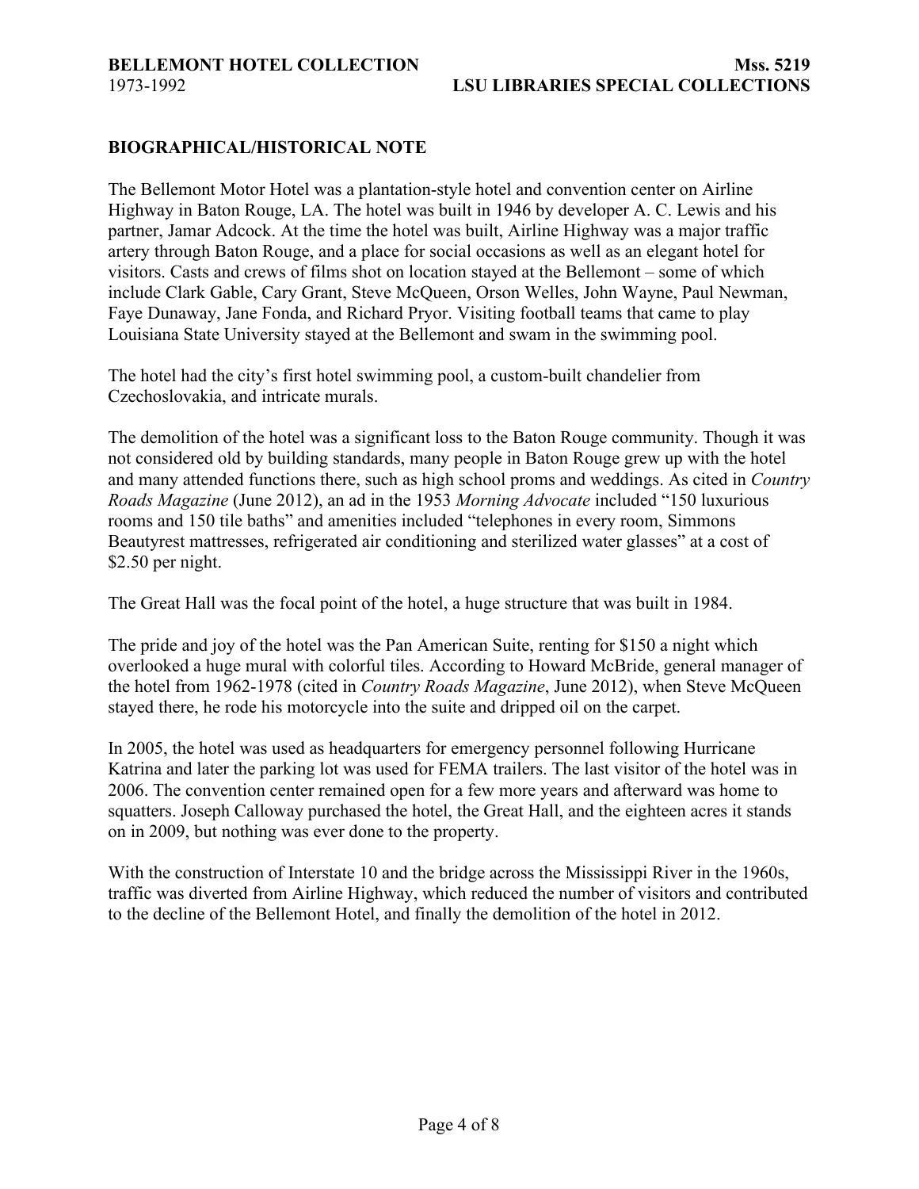## BIOGRAPHICAL/HISTORICAL NOTE

The Bellemont Motor Hotel was a plantation-style hotel and convention center on Airline Highway in Baton Rouge, LA. The hotel was built in 1946 by developer A. C. Lewis and his partner, Jamar Adcock. At the time the hotel was built, Airline Highway was a major traffic artery through Baton Rouge, and a place for social occasions as well as an elegant hotel for visitors. Casts and crews of films shot on location stayed at the Bellemont – some of which include Clark Gable, Cary Grant, Steve McQueen, Orson Welles, John Wayne, Paul Newman, Faye Dunaway, Jane Fonda, and Richard Pryor. Visiting football teams that came to play Louisiana State University stayed at the Bellemont and swam in the swimming pool.

The hotel had the city's first hotel swimming pool, a custom-built chandelier from Czechoslovakia, and intricate murals.

The demolition of the hotel was a significant loss to the Baton Rouge community. Though it was not considered old by building standards, many people in Baton Rouge grew up with the hotel and many attended functions there, such as high school proms and weddings. As cited in *Country Roads Magazine* (June 2012), an ad in the 1953 *Morning Advocate* included "150 luxurious rooms and 150 tile baths" and amenities included "telephones in every room, Simmons Beautyrest mattresses, refrigerated air conditioning and sterilized water glasses" at a cost of $2.50 per night.

The Great Hall was the focal point of the hotel, a huge structure that was built in 1984.

The pride and joy of the hotel was the Pan American Suite, renting for $150 a night which overlooked a huge mural with colorful tiles. According to Howard McBride, general manager of the hotel from 1962-1978 (cited in *Country Roads Magazine*, June 2012), when Steve McQueen stayed there, he rode his motorcycle into the suite and dripped oil on the carpet.

In 2005, the hotel was used as headquarters for emergency personnel following Hurricane Katrina and later the parking lot was used for FEMA trailers. The last visitor of the hotel was in 2006. The convention center remained open for a few more years and afterward was home to squatters. Joseph Calloway purchased the hotel, the Great Hall, and the eighteen acres it stands on in 2009, but nothing was ever done to the property.

With the construction of Interstate 10 and the bridge across the Mississippi River in the 1960s, traffic was diverted from Airline Highway, which reduced the number of visitors and contributed to the decline of the Bellemont Hotel, and finally the demolition of the hotel in 2012.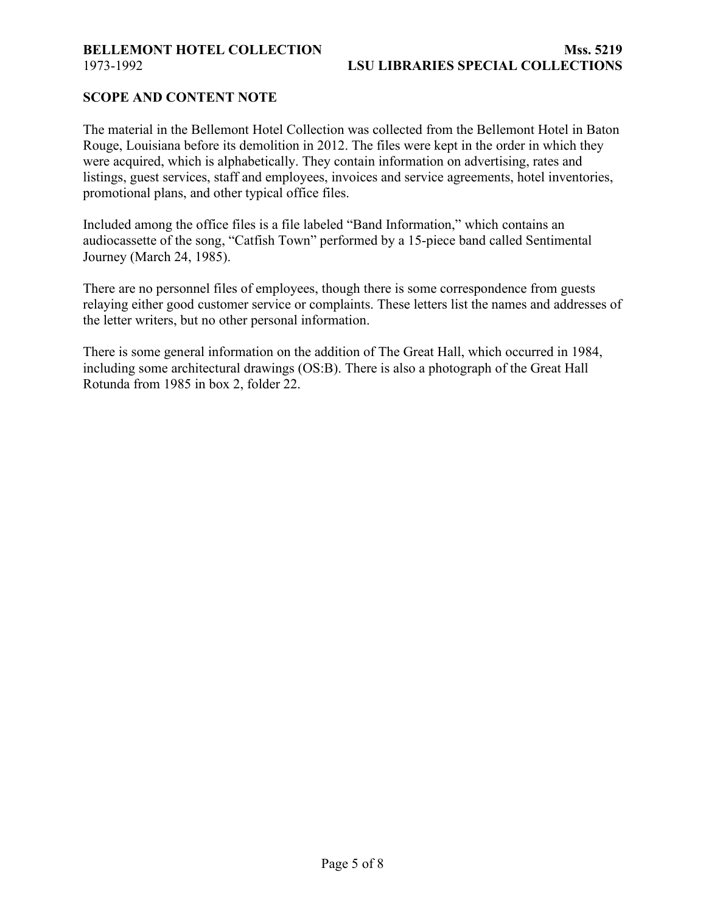## SCOPE AND CONTENT NOTE

The material in the Bellemont Hotel Collection was collected from the Bellemont Hotel in Baton Rouge, Louisiana before its demolition in 2012. The files were kept in the order in which they were acquired, which is alphabetically. They contain information on advertising, rates and listings, guest services, staff and employees, invoices and service agreements, hotel inventories, promotional plans, and other typical office files.

Included among the office files is a file labeled "Band Information," which contains an audiocassette of the song, "Catfish Town" performed by a 15-piece band called Sentimental Journey (March 24, 1985).

There are no personnel files of employees, though there is some correspondence from guests relaying either good customer service or complaints. These letters list the names and addresses of the letter writers, but no other personal information.

There is some general information on the addition of The Great Hall, which occurred in 1984, including some architectural drawings (OS:B). There is also a photograph of the Great Hall Rotunda from 1985 in box 2, folder 22.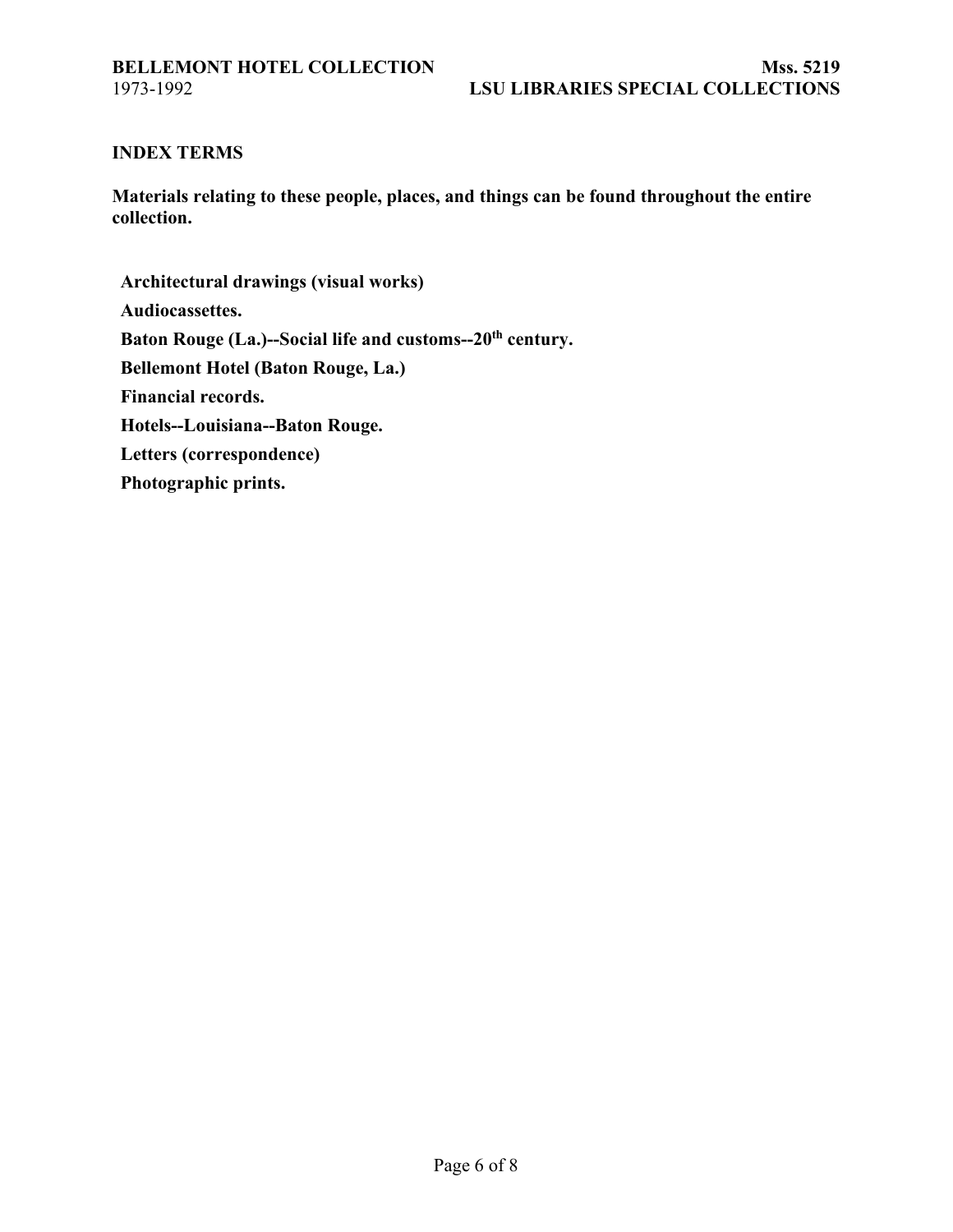## INDEX TERMS

**Materials relating to these people, places, and things can be found throughout the entire collection.**

**Architectural drawings (visual works)**

**Audiocassettes.**

**Baton Rouge (La.)--Social life and customs--20th century.**

**Bellemont Hotel (Baton Rouge, La.)**

**Financial records.**

**Hotels--Louisiana--Baton Rouge.**

**Letters (correspondence)**

**Photographic prints.**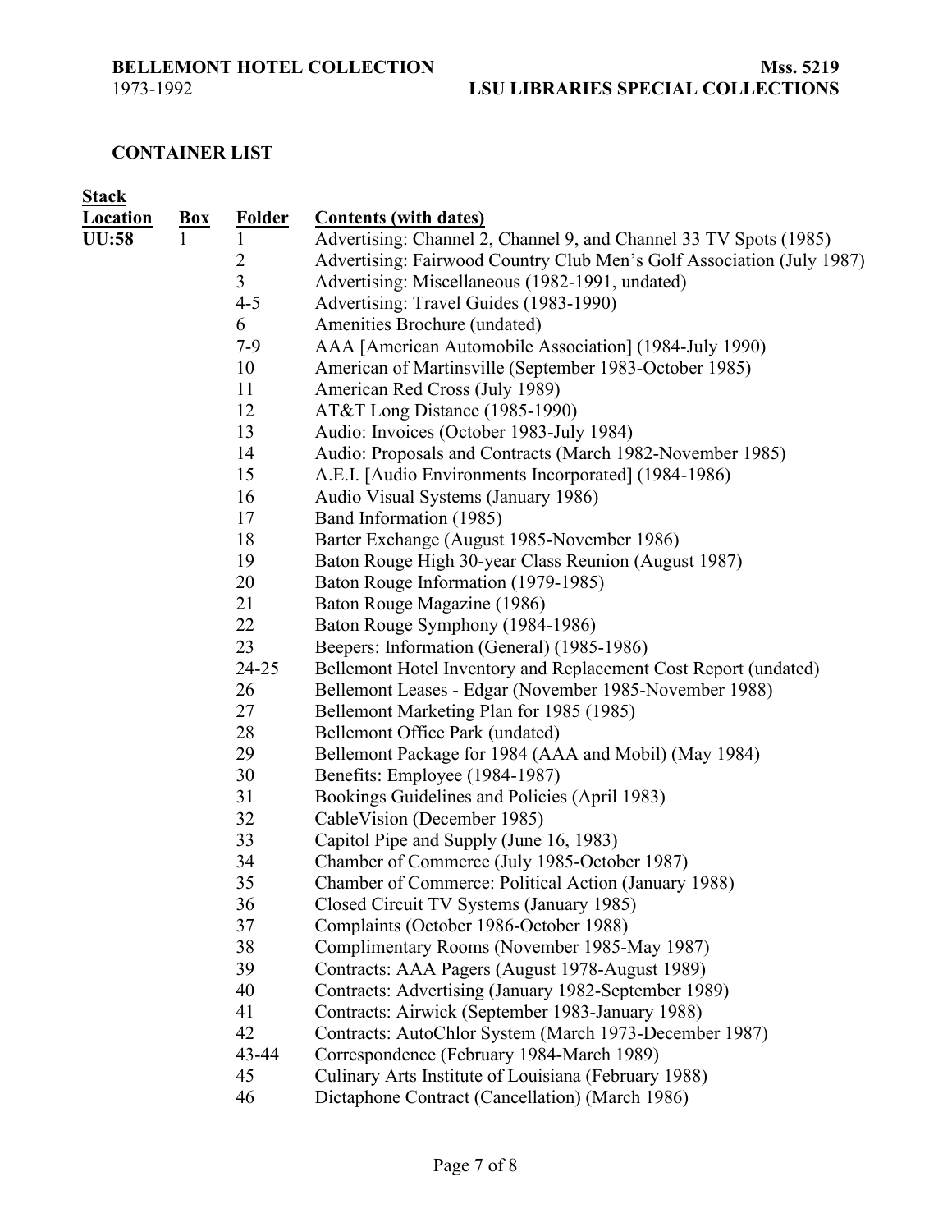**BELLEMONT HOTEL COLLECTION** **Mss. 5219**
1973-1992 **LSU LIBRARIES SPECIAL COLLECTIONS**

## CONTAINER LIST

| Stack Location | Box | Folder | Contents (with dates) |
|---|---|---|---|
| UU:58 | 1 | 1 | Advertising: Channel 2, Channel 9, and Channel 33 TV Spots (1985) |
| | | 2 | Advertising: Fairwood Country Club Men's Golf Association (July 1987) |
| | | 3 | Advertising: Miscellaneous (1982-1991, undated) |
| | | 4-5 | Advertising: Travel Guides (1983-1990) |
| | | 6 | Amenities Brochure (undated) |
| | | 7-9 | AAA [American Automobile Association] (1984-July 1990) |
| | | 10 | American of Martinsville (September 1983-October 1985) |
| | | 11 | American Red Cross (July 1989) |
| | | 12 | AT&T Long Distance (1985-1990) |
| | | 13 | Audio: Invoices (October 1983-July 1984) |
| | | 14 | Audio: Proposals and Contracts (March 1982-November 1985) |
| | | 15 | A.E.I. [Audio Environments Incorporated] (1984-1986) |
| | | 16 | Audio Visual Systems (January 1986) |
| | | 17 | Band Information (1985) |
| | | 18 | Barter Exchange (August 1985-November 1986) |
| | | 19 | Baton Rouge High 30-year Class Reunion (August 1987) |
| | | 20 | Baton Rouge Information (1979-1985) |
| | | 21 | Baton Rouge Magazine (1986) |
| | | 22 | Baton Rouge Symphony (1984-1986) |
| | | 23 | Beepers: Information (General) (1985-1986) |
| | | 24-25 | Bellemont Hotel Inventory and Replacement Cost Report (undated) |
| | | 26 | Bellemont Leases - Edgar (November 1985-November 1988) |
| | | 27 | Bellemont Marketing Plan for 1985 (1985) |
| | | 28 | Bellemont Office Park (undated) |
| | | 29 | Bellemont Package for 1984 (AAA and Mobil) (May 1984) |
| | | 30 | Benefits: Employee (1984-1987) |
| | | 31 | Bookings Guidelines and Policies (April 1983) |
| | | 32 | CableVision (December 1985) |
| | | 33 | Capitol Pipe and Supply (June 16, 1983) |
| | | 34 | Chamber of Commerce (July 1985-October 1987) |
| | | 35 | Chamber of Commerce: Political Action (January 1988) |
| | | 36 | Closed Circuit TV Systems (January 1985) |
| | | 37 | Complaints (October 1986-October 1988) |
| | | 38 | Complimentary Rooms (November 1985-May 1987) |
| | | 39 | Contracts: AAA Pagers (August 1978-August 1989) |
| | | 40 | Contracts: Advertising (January 1982-September 1989) |
| | | 41 | Contracts: Airwick (September 1983-January 1988) |
| | | 42 | Contracts: AutoChlor System (March 1973-December 1987) |
| | | 43-44 | Correspondence (February 1984-March 1989) |
| | | 45 | Culinary Arts Institute of Louisiana (February 1988) |
| | | 46 | Dictaphone Contract (Cancellation) (March 1986) |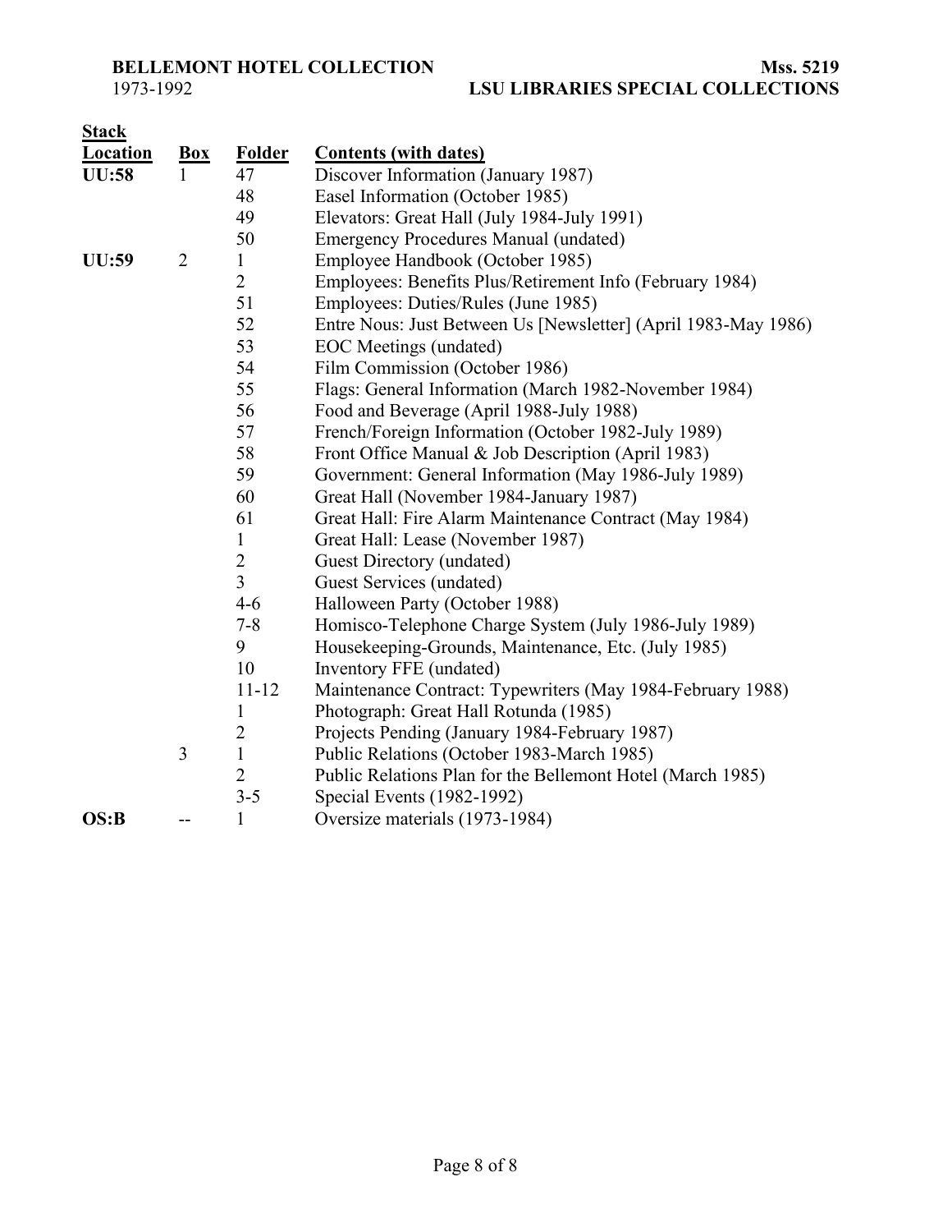| Stack Location | Box | Folder | Contents (with dates) |
|---|---|---|---|
| UU:58 | 1 | 47 | Discover Information (January 1987) |
| | | 48 | Easel Information (October 1985) |
| | | 49 | Elevators: Great Hall (July 1984-July 1991) |
| | | 50 | Emergency Procedures Manual (undated) |
| UU:59 | 2 | 1 | Employee Handbook (October 1985) |
| | | 2 | Employees: Benefits Plus/Retirement Info (February 1984) |
| | | 51 | Employees: Duties/Rules (June 1985) |
| | | 52 | Entre Nous: Just Between Us [Newsletter] (April 1983-May 1986) |
| | | 53 | EOC Meetings (undated) |
| | | 54 | Film Commission (October 1986) |
| | | 55 | Flags: General Information (March 1982-November 1984) |
| | | 56 | Food and Beverage (April 1988-July 1988) |
| | | 57 | French/Foreign Information (October 1982-July 1989) |
| | | 58 | Front Office Manual & Job Description (April 1983) |
| | | 59 | Government: General Information (May 1986-July 1989) |
| | | 60 | Great Hall (November 1984-January 1987) |
| | | 61 | Great Hall: Fire Alarm Maintenance Contract (May 1984) |
| | | 1 | Great Hall: Lease (November 1987) |
| | | 2 | Guest Directory (undated) |
| | | 3 | Guest Services (undated) |
| | | 4-6 | Halloween Party (October 1988) |
| | | 7-8 | Homisco-Telephone Charge System (July 1986-July 1989) |
| | | 9 | Housekeeping-Grounds, Maintenance, Etc. (July 1985) |
| | | 10 | Inventory FFE (undated) |
| | | 11-12 | Maintenance Contract: Typewriters (May 1984-February 1988) |
| | | 1 | Photograph: Great Hall Rotunda (1985) |
| | | 2 | Projects Pending (January 1984-February 1987) |
| | 3 | 1 | Public Relations (October 1983-March 1985) |
| | | 2 | Public Relations Plan for the Bellemont Hotel (March 1985) |
| | | 3-5 | Special Events (1982-1992) |
| OS:B | -- | 1 | Oversize materials (1973-1984) |